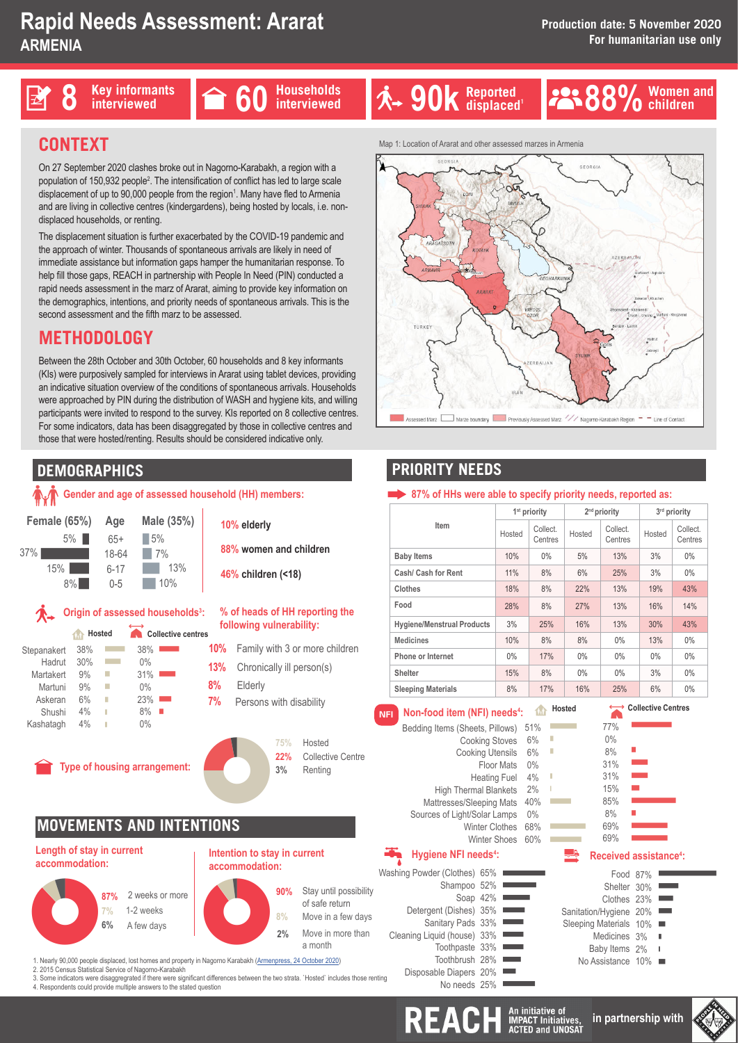# Rapid Needs Assessment: Ararat

## ARMENIA

**Production date: 5 November 2020**
**For humanitarian use only**

**8** Key informants interviewed | **60** Households interviewed | **90k** Reported displaced[1] | **88%** Women and children

## CONTEXT

On 27 September 2020 clashes broke out in Nagorno-Karabakh, a region with a population of 150,932 people[2]. The intensification of conflict has led to large scale displacement of up to 90,000 people from the region[1]. Many have fled to Armenia and are living in collective centres (kindergardens), being hosted by locals, i.e. non-displaced households, or renting.

The displacement situation is further exacerbated by the COVID-19 pandemic and the approach of winter. Thousands of spontaneous arrivals are likely in need of immediate assistance but information gaps hamper the humanitarian response. To help fill those gaps, REACH in partnership with People In Need (PIN) conducted a rapid needs assessment in the marz of Ararat, aiming to provide key information on the demographics, intentions, and priority needs of spontaneous arrivals. This is the second assessment and the fifth marz to be assessed.

## METHODOLOGY

Between the 28th October and 30th October, 60 households and 8 key informants (KIs) were purposively sampled for interviews in Ararat using tablet devices, providing an indicative situation overview of the conditions of spontaneous arrivals. Households were approached by PIN during the distribution of WASH and hygiene kits, and willing participants were invited to respond to the survey. KIs reported on 8 collective centres. For some indicators, data has been disaggregated by those in collective centres and those that were hosted/renting. Results should be considered indicative only.

Map 1: Location of Ararat and other assessed marzes in Armenia

Legend: Assessed Marz, Marze boundary, Previously Assessed Marz, Nagorno-Karabakh Region, Line of Contact

## DEMOGRAPHICS

**Gender and age of assessed household (HH) members:**

| Female (65%) | Age | Male (35%) |
|---|---|---|
| 5% | 65+ | 5% |
| 37% | 18-64 | 7% |
| 15% | 6-17 | 13% |
| 8% | 0-5 | 10% |

- **10%** elderly
- **88%** women and children
- **46%** children (<18)

**Origin of assessed households[3]:**

| Origin | Hosted | Collective centres |
|---|---|---|
| Stepanakert | 38% | 38% |
| Hadrut | 30% | 0% |
| Martakert | 9% | 31% |
| Martuni | 9% | 0% |
| Askeran | 6% | 23% |
| Shushi | 4% | 8% |
| Kashatagh | 4% | 0% |

**% of heads of HH reporting the following vulnerability:**

- **10%** Family with 3 or more children
- **13%** Chronically ill person(s)
- **8%** Elderly
- **7%** Persons with disability

**Type of housing arrangement:**

- 75% Hosted
- 22% Collective Centre
- 3% Renting

## MOVEMENTS AND INTENTIONS

**Length of stay in current accommodation:**

- 87% 2 weeks or more
- 7% 1-2 weeks
- 6% A few days

**Intention to stay in current accommodation:**

- 90% Stay until possibility of safe return
- 8% Move in a few days
- 2% Move in more than a month

## PRIORITY NEEDS

**87% of HHs were able to specify priority needs, reported as:**

| Item | 1st priority | | 2nd priority | | 3rd priority | |
|---|---|---|---|---|---|---|
| | Hosted | Collect. Centres | Hosted | Collect. Centres | Hosted | Collect. Centres |
| Baby Items | 10% | 0% | 5% | 13% | 3% | 0% |
| Cash/ Cash for Rent | 11% | 8% | 6% | 25% | 3% | 0% |
| Clothes | 18% | 8% | 22% | 13% | 19% | 43% |
| Food | 28% | 8% | 27% | 13% | 16% | 14% |
| Hygiene/Menstrual Products | 3% | 25% | 16% | 13% | 30% | 43% |
| Medicines | 10% | 8% | 8% | 0% | 13% | 0% |
| Phone or Internet | 0% | 17% | 0% | 0% | 0% | 0% |
| Shelter | 15% | 8% | 0% | 0% | 3% | 0% |
| Sleeping Materials | 8% | 17% | 16% | 25% | 6% | 0% |

**Non-food item (NFI) needs[4]:**

| Item | Hosted | Collective Centres |
|---|---|---|
| Bedding Items (Sheets, Pillows) | 51% | 77% |
| Cooking Stoves | 6% | 0% |
| Cooking Utensils | 6% | 8% |
| Floor Mats | 0% | 31% |
| Heating Fuel | 4% | 31% |
| High Thermal Blankets | 2% | 15% |
| Mattresses/Sleeping Mats | 40% | 85% |
| Sources of Light/Solar Lamps | 0% | 8% |
| Winter Clothes | 68% | 69% |
| Winter Shoes | 60% | 69% |

**Hygiene NFI needs[4]:**

| Item | % |
|---|---|
| Washing Powder (Clothes) | 65% |
| Shampoo | 52% |
| Soap | 42% |
| Detergent (Dishes) | 35% |
| Sanitary Pads | 33% |
| Cleaning Liquid (house) | 33% |
| Toothpaste | 33% |
| Toothbrush | 28% |
| Disposable Diapers | 20% |
| No needs | 25% |

**Received assistance[4]:**

| Item | % |
|---|---|
| Food | 87% |
| Shelter | 30% |
| Clothes | 23% |
| Sanitation/Hygiene | 20% |
| Sleeping Materials | 10% |
| Medicines | 3% |
| Baby Items | 2% |
| No Assistance | 10% |

1. Nearly 90,000 people displaced, lost homes and property in Nagorno Karabakh (Armenpress, 24 October 2020)
2. 2015 Census Statistical Service of Nagorno-Karabakh
3. Some indicators were disaggregated if there were significant differences between the two strata. 'Hosted' includes those renting
4. Respondents could provide multiple answers to the stated question

REACH An initiative of IMPACT Initiatives, ACTED and UNOSAT — in partnership with People In Need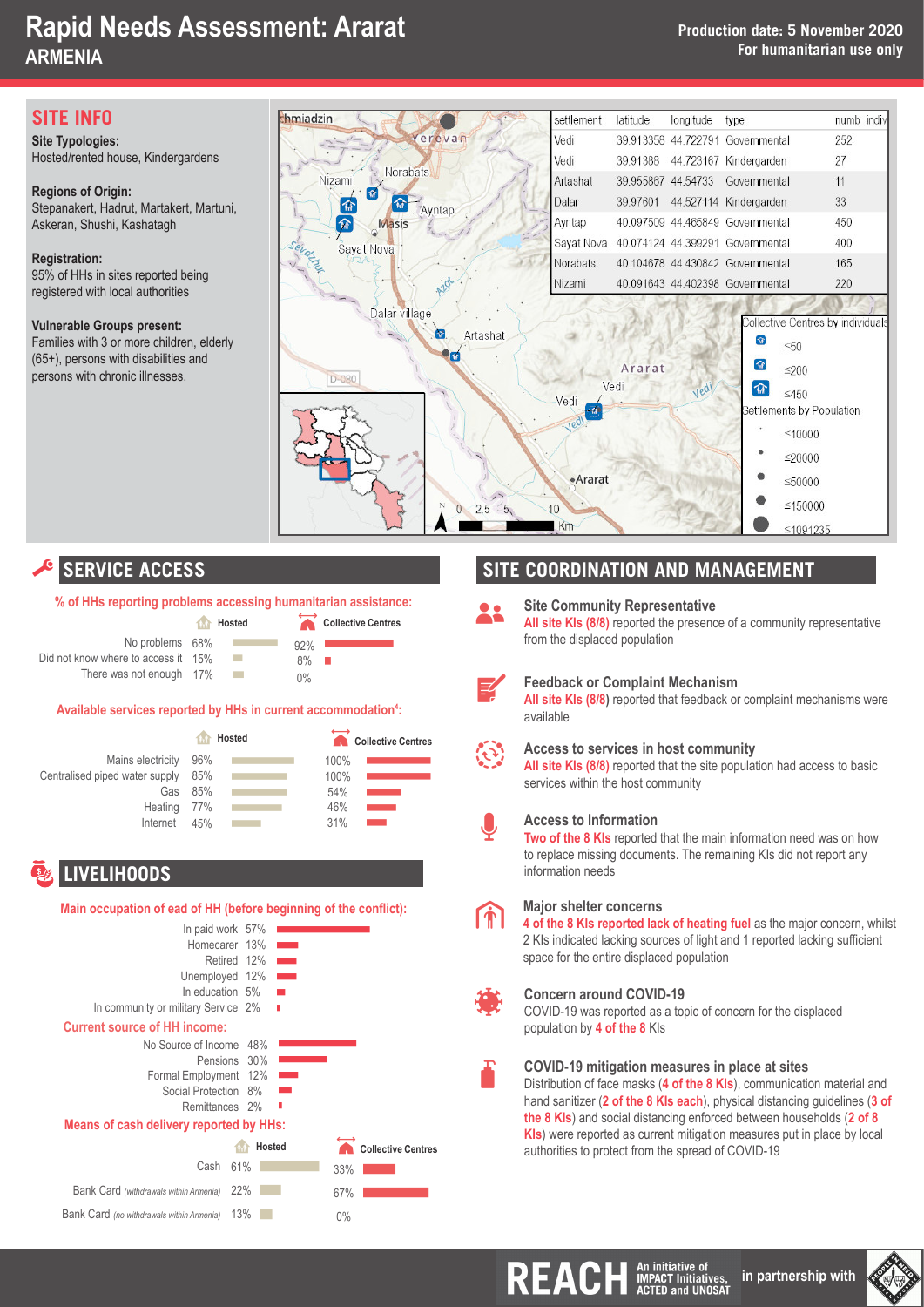# Rapid Needs Assessment: Ararat

## ARMENIA

Production date: 5 November 2020
For humanitarian use only

## SITE INFO

**Site Typologies:**
Hosted/rented house, Kindergardens

**Regions of Origin:**
Stepanakert, Hadrut, Martakert, Martuni, Askeran, Shushi, Kashatagh

**Registration:**
95% of HHs in sites reported being registered with local authorities

**Vulnerable Groups present:**
Families with 3 or more children, elderly (65+), persons with disabilities and persons with chronic illnesses.

| settlement | latitude | longitude | type | numb_indiv |
|---|---|---|---|---|
| Vedi | 39.913358 | 44.722791 | Governmental | 252 |
| Vedi | 39.91388 | 44.723167 | Kindergarden | 27 |
| Artashat | 39.955867 | 44.54733 | Governmental | 11 |
| Dalar | 39.97601 | 44.527114 | Kindergarden | 33 |
| Ayntap | 40.097509 | 44.465849 | Governmental | 450 |
| Sayat Nova | 40.074124 | 44.399291 | Governmental | 400 |
| Norabats | 40.104678 | 44.430842 | Governmental | 165 |
| Nizami | 40.091643 | 44.402398 | Governmental | 220 |

Collective Centres by individuals
≤50
≤200
≤450

Settlements by Population
≤10000
≤20000
≤50000
≤150000
≤1091235

0 2.5 5 10 Km

## SERVICE ACCESS

**% of HHs reporting problems accessing humanitarian assistance:**

Hosted | Collective Centres
No problems 68% 92%
Did not know where to access it 15% 8%
There was not enough 17% 0%

**Available services reported by HHs in current accommodation[4]:**

Hosted | Collective Centres
Mains electricity 96% 100%
Centralised piped water supply 85% 100%
Gas 85% 54%
Heating 77% 46%
Internet 45% 31%

## LIVELIHOODS

**Main occupation of ead of HH (before beginning of the conflict):**

In paid work 57%
Homecarer 13%
Retired 12%
Unemployed 12%
In education 5%
In community or military Service 2%

**Current source of HH income:**

No Source of Income 48%
Pensions 30%
Formal Employment 12%
Social Protection 8%
Remittances 2%

**Means of cash delivery reported by HHs:**

Hosted | Collective Centres
Cash 61% 33%
Bank Card *(withdrawals within Armenia)* 22% 67%
Bank Card *(no withdrawals within Armenia)* 13% 0%

## SITE COORDINATION AND MANAGEMENT

### Site Community Representative

**All site KIs (8/8)** reported the presence of a community representative from the displaced population

### Feedback or Complaint Mechanism

**All site KIs (8/8)** reported that feedback or complaint mechanisms were available

### Access to services in host community

**All site KIs (8/8)** reported that the site population had access to basic services within the host community

### Access to Information

**Two of the 8 KIs** reported that the main information need was on how to replace missing documents. The remaining KIs did not report any information needs

### Major shelter concerns

**4 of the 8 KIs reported lack of heating fuel** as the major concern, whilst 2 KIs indicated lacking sources of light and 1 reported lacking sufficient space for the entire displaced population

### Concern around COVID-19

COVID-19 was reported as a topic of concern for the displaced population by **4 of the 8** KIs

### COVID-19 mitigation measures in place at sites

Distribution of face masks (**4 of the 8 KIs**), communication material and hand sanitizer (**2 of the 8 KIs each**), physical distancing guidelines (**3 of the 8 KIs**) and social distancing enforced between households (**2 of 8 KIs**) were reported as current mitigation measures put in place by local authorities to protect from the spread of COVID-19

REACH An initiative of IMPACT Initiatives, ACTED and UNOSAT in partnership with